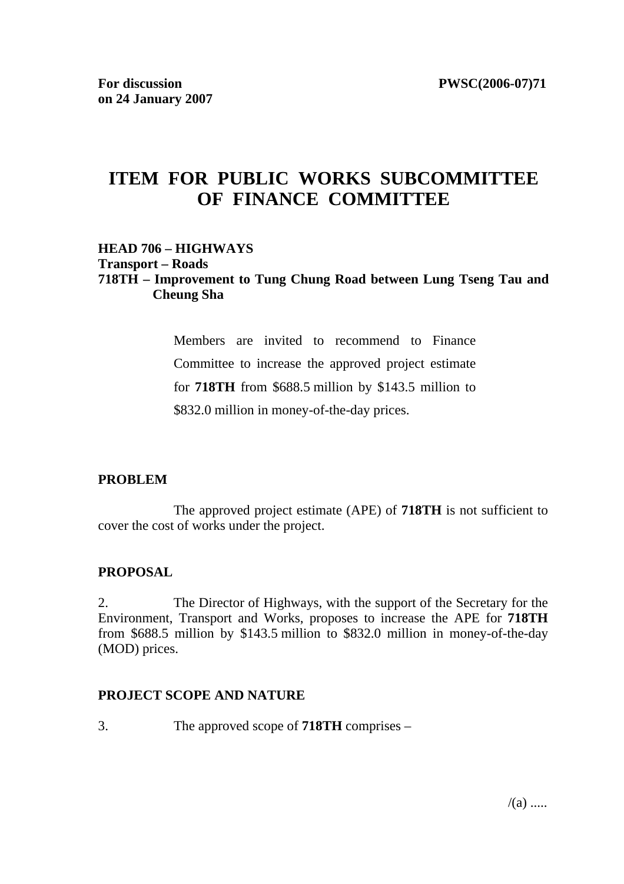**For discussion on 24 January 2007**

**PWSC(2006-07)71**

# ITEM FOR PUBLIC WORKS SUBCOMMITTEE OF FINANCE COMMITTEE

**HEAD 706 – HIGHWAYS**
**Transport – Roads**
**718TH – Improvement to Tung Chung Road between Lung Tseng Tau and Cheung Sha**

> Members are invited to recommend to Finance Committee to increase the approved project estimate for **718TH** from $688.5 million by $143.5 million to $832.0 million in money-of-the-day prices.

## PROBLEM

The approved project estimate (APE) of **718TH** is not sufficient to cover the cost of works under the project.

## PROPOSAL

2. The Director of Highways, with the support of the Secretary for the Environment, Transport and Works, proposes to increase the APE for **718TH** from $688.5 million by $143.5 million to $832.0 million in money-of-the-day (MOD) prices.

## PROJECT SCOPE AND NATURE

3. The approved scope of **718TH** comprises –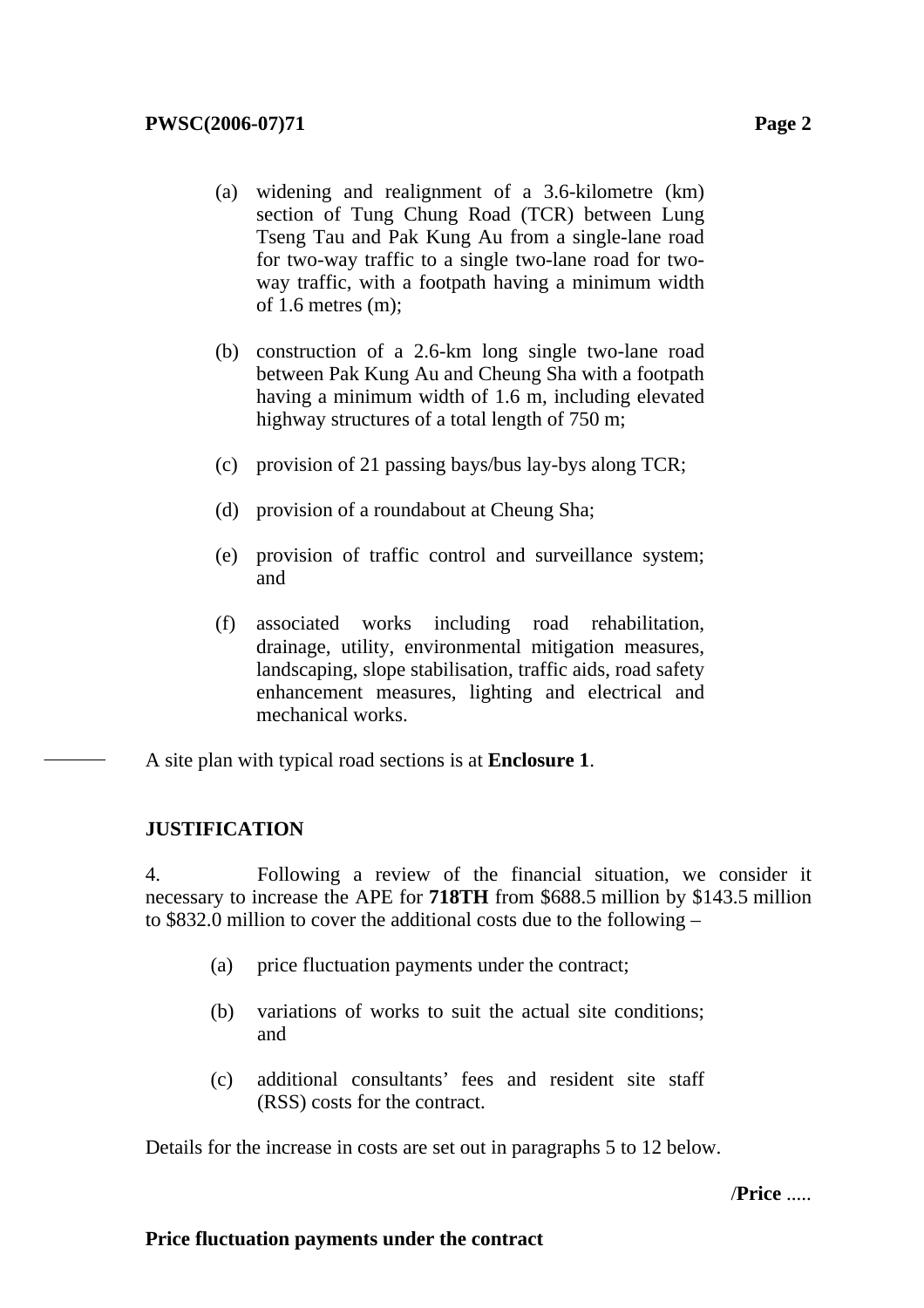(a) widening and realignment of a 3.6-kilometre (km) section of Tung Chung Road (TCR) between Lung Tseng Tau and Pak Kung Au from a single-lane road for two-way traffic to a single two-lane road for two-way traffic, with a footpath having a minimum width of 1.6 metres (m);

(b) construction of a 2.6-km long single two-lane road between Pak Kung Au and Cheung Sha with a footpath having a minimum width of 1.6 m, including elevated highway structures of a total length of 750 m;

(c) provision of 21 passing bays/bus lay-bys along TCR;

(d) provision of a roundabout at Cheung Sha;

(e) provision of traffic control and surveillance system; and

(f) associated works including road rehabilitation, drainage, utility, environmental mitigation measures, landscaping, slope stabilisation, traffic aids, road safety enhancement measures, lighting and electrical and mechanical works.

A site plan with typical road sections is at **Enclosure 1**.

**JUSTIFICATION**

4. Following a review of the financial situation, we consider it necessary to increase the APE for **718TH** from $688.5 million by $143.5 million to $832.0 million to cover the additional costs due to the following –

(a) price fluctuation payments under the contract;

(b) variations of works to suit the actual site conditions; and

(c) additional consultants' fees and resident site staff (RSS) costs for the contract.

Details for the increase in costs are set out in paragraphs 5 to 12 below.

**Price fluctuation payments under the contract**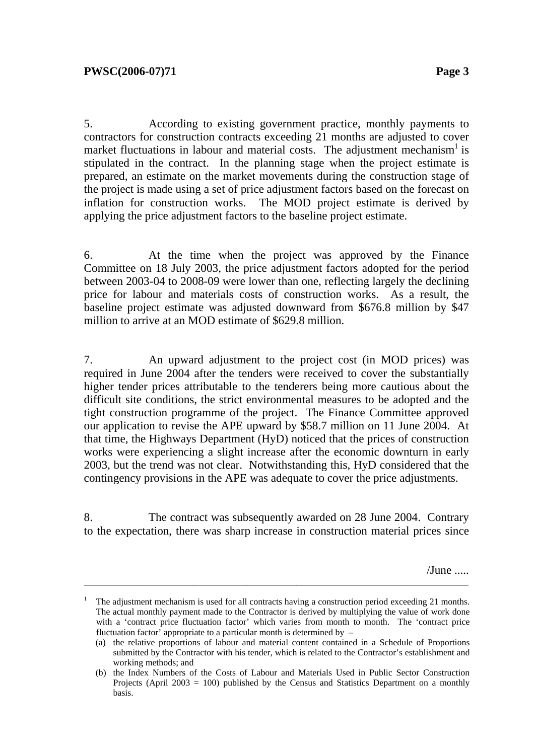5. According to existing government practice, monthly payments to contractors for construction contracts exceeding 21 months are adjusted to cover market fluctuations in labour and material costs. The adjustment mechanism[1] is stipulated in the contract. In the planning stage when the project estimate is prepared, an estimate on the market movements during the construction stage of the project is made using a set of price adjustment factors based on the forecast on inflation for construction works. The MOD project estimate is derived by applying the price adjustment factors to the baseline project estimate.

6. At the time when the project was approved by the Finance Committee on 18 July 2003, the price adjustment factors adopted for the period between 2003-04 to 2008-09 were lower than one, reflecting largely the declining price for labour and materials costs of construction works. As a result, the baseline project estimate was adjusted downward from $676.8 million by $47 million to arrive at an MOD estimate of $629.8 million.

7. An upward adjustment to the project cost (in MOD prices) was required in June 2004 after the tenders were received to cover the substantially higher tender prices attributable to the tenderers being more cautious about the difficult site conditions, the strict environmental measures to be adopted and the tight construction programme of the project. The Finance Committee approved our application to revise the APE upward by $58.7 million on 11 June 2004. At that time, the Highways Department (HyD) noticed that the prices of construction works were experiencing a slight increase after the economic downturn in early 2003, but the trend was not clear. Notwithstanding this, HyD considered that the contingency provisions in the APE was adequate to cover the price adjustments.

8. The contract was subsequently awarded on 28 June 2004. Contrary to the expectation, there was sharp increase in construction material prices since

---

[1] The adjustment mechanism is used for all contracts having a construction period exceeding 21 months. The actual monthly payment made to the Contractor is derived by multiplying the value of work done with a 'contract price fluctuation factor' which varies from month to month. The 'contract price fluctuation factor' appropriate to a particular month is determined by –

(a) the relative proportions of labour and material content contained in a Schedule of Proportions submitted by the Contractor with his tender, which is related to the Contractor's establishment and working methods; and

(b) the Index Numbers of the Costs of Labour and Materials Used in Public Sector Construction Projects (April 2003 = 100) published by the Census and Statistics Department on a monthly basis.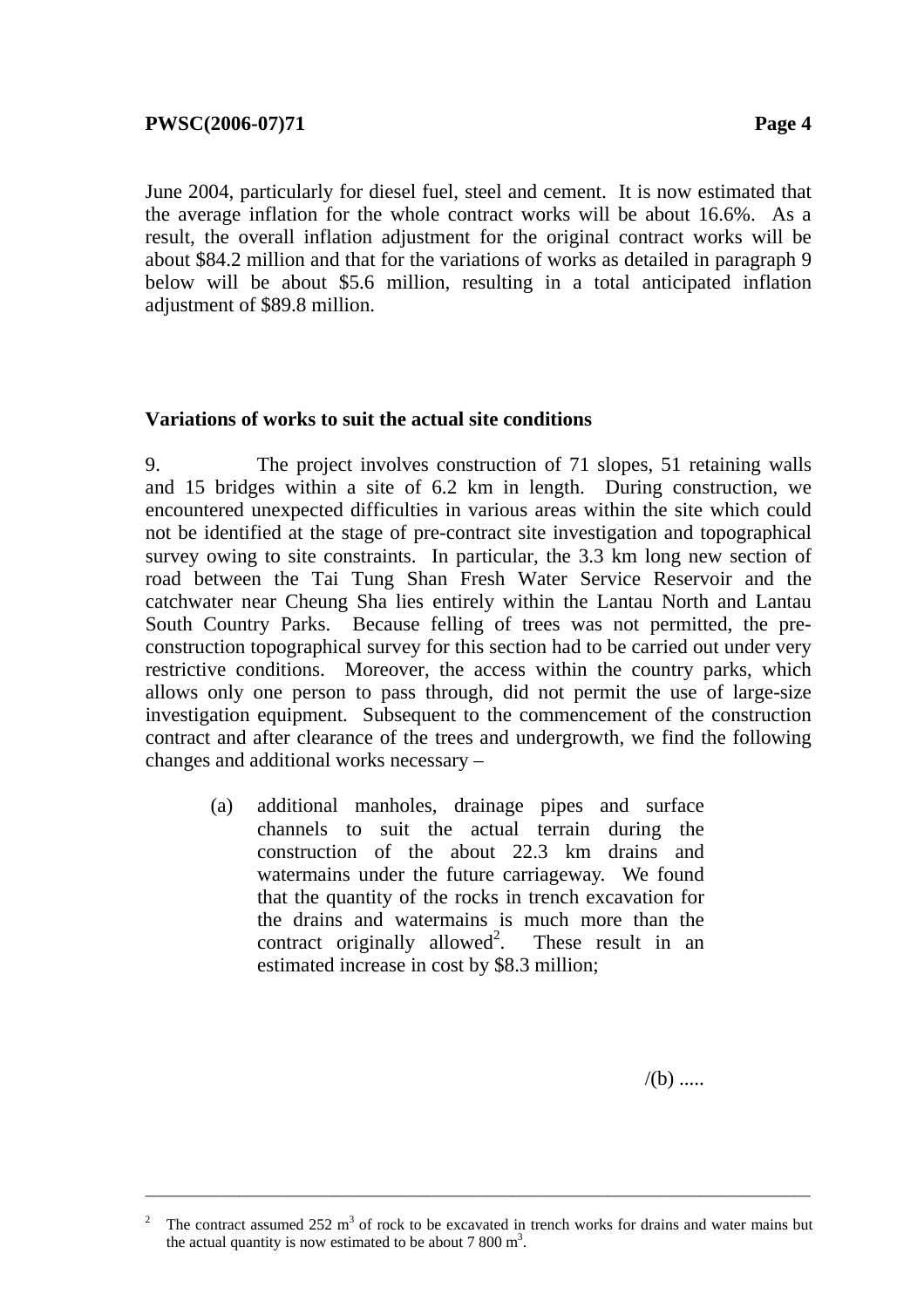June 2004, particularly for diesel fuel, steel and cement. It is now estimated that the average inflation for the whole contract works will be about 16.6%. As a result, the overall inflation adjustment for the original contract works will be about $84.2 million and that for the variations of works as detailed in paragraph 9 below will be about $5.6 million, resulting in a total anticipated inflation adjustment of $89.8 million.

**Variations of works to suit the actual site conditions**

9. The project involves construction of 71 slopes, 51 retaining walls and 15 bridges within a site of 6.2 km in length. During construction, we encountered unexpected difficulties in various areas within the site which could not be identified at the stage of pre-contract site investigation and topographical survey owing to site constraints. In particular, the 3.3 km long new section of road between the Tai Tung Shan Fresh Water Service Reservoir and the catchwater near Cheung Sha lies entirely within the Lantau North and Lantau South Country Parks. Because felling of trees was not permitted, the pre-construction topographical survey for this section had to be carried out under very restrictive conditions. Moreover, the access within the country parks, which allows only one person to pass through, did not permit the use of large-size investigation equipment. Subsequent to the commencement of the construction contract and after clearance of the trees and undergrowth, we find the following changes and additional works necessary –

(a) additional manholes, drainage pipes and surface channels to suit the actual terrain during the construction of the about 22.3 km drains and watermains under the future carriageway. We found that the quantity of the rocks in trench excavation for the drains and watermains is much more than the contract originally allowed[2]. These result in an estimated increase in cost by $8.3 million;

/(b) .....

---

[2] The contract assumed 252 $m^3$ of rock to be excavated in trench works for drains and water mains but the actual quantity is now estimated to be about 7 800 $m^3$.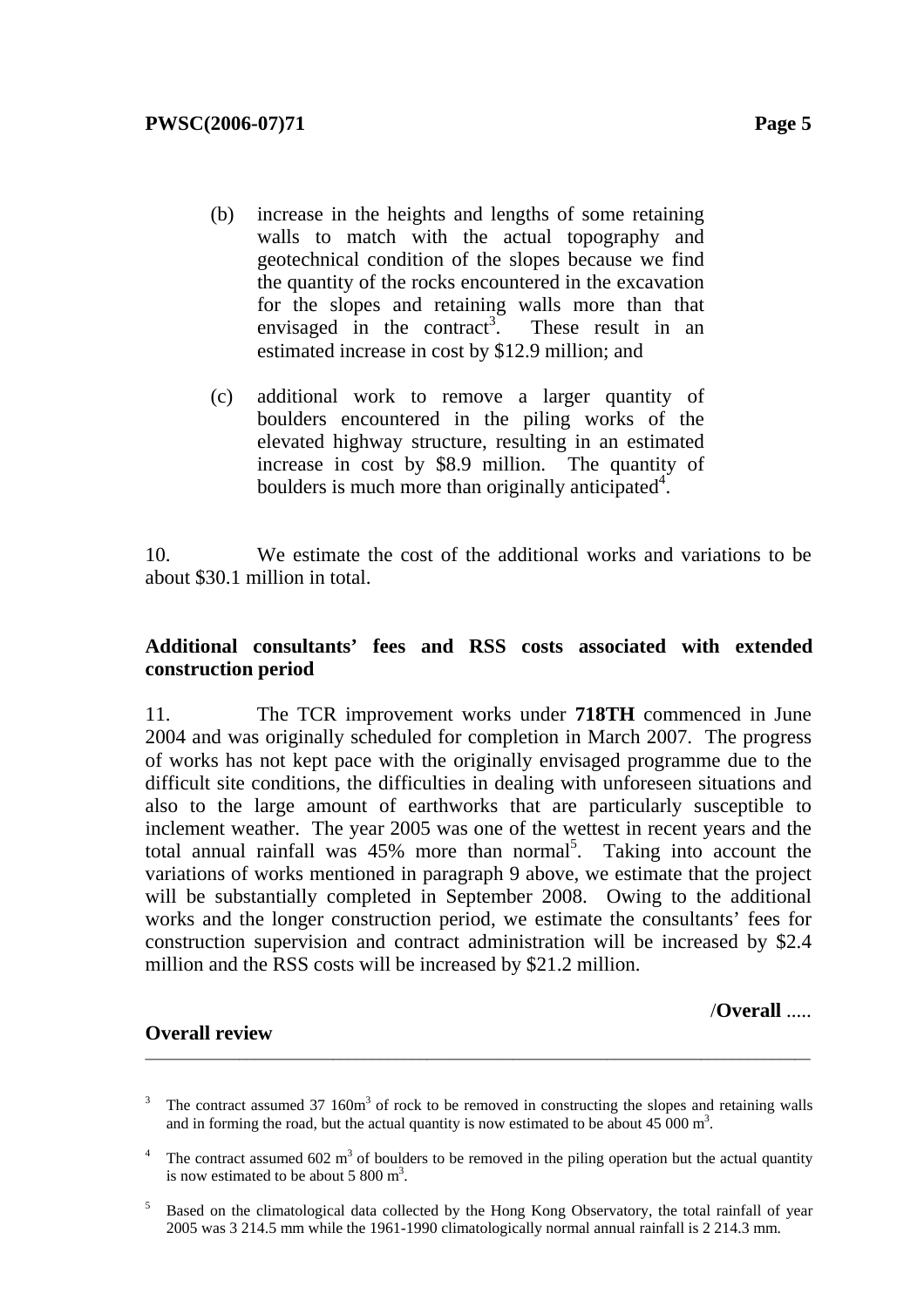(b) increase in the heights and lengths of some retaining walls to match with the actual topography and geotechnical condition of the slopes because we find the quantity of the rocks encountered in the excavation for the slopes and retaining walls more than that envisaged in the contract[3]. These result in an estimated increase in cost by $12.9 million; and

(c) additional work to remove a larger quantity of boulders encountered in the piling works of the elevated highway structure, resulting in an estimated increase in cost by $8.9 million. The quantity of boulders is much more than originally anticipated[4].

10. We estimate the cost of the additional works and variations to be about $30.1 million in total.

**Additional consultants' fees and RSS costs associated with extended construction period**

11. The TCR improvement works under **718TH** commenced in June 2004 and was originally scheduled for completion in March 2007. The progress of works has not kept pace with the originally envisaged programme due to the difficult site conditions, the difficulties in dealing with unforeseen situations and also to the large amount of earthworks that are particularly susceptible to inclement weather. The year 2005 was one of the wettest in recent years and the total annual rainfall was 45% more than normal[5]. Taking into account the variations of works mentioned in paragraph 9 above, we estimate that the project will be substantially completed in September 2008. Owing to the additional works and the longer construction period, we estimate the consultants' fees for construction supervision and contract administration will be increased by $2.4 million and the RSS costs will be increased by $21.2 million.

/**Overall** .....

**Overall review**

---

[3] The contract assumed 37 160m$^3$ of rock to be removed in constructing the slopes and retaining walls and in forming the road, but the actual quantity is now estimated to be about 45 000 m$^3$.

[4] The contract assumed 602 m$^3$ of boulders to be removed in the piling operation but the actual quantity is now estimated to be about 5 800 m$^3$.

[5] Based on the climatological data collected by the Hong Kong Observatory, the total rainfall of year 2005 was 3 214.5 mm while the 1961-1990 climatologically normal annual rainfall is 2 214.3 mm.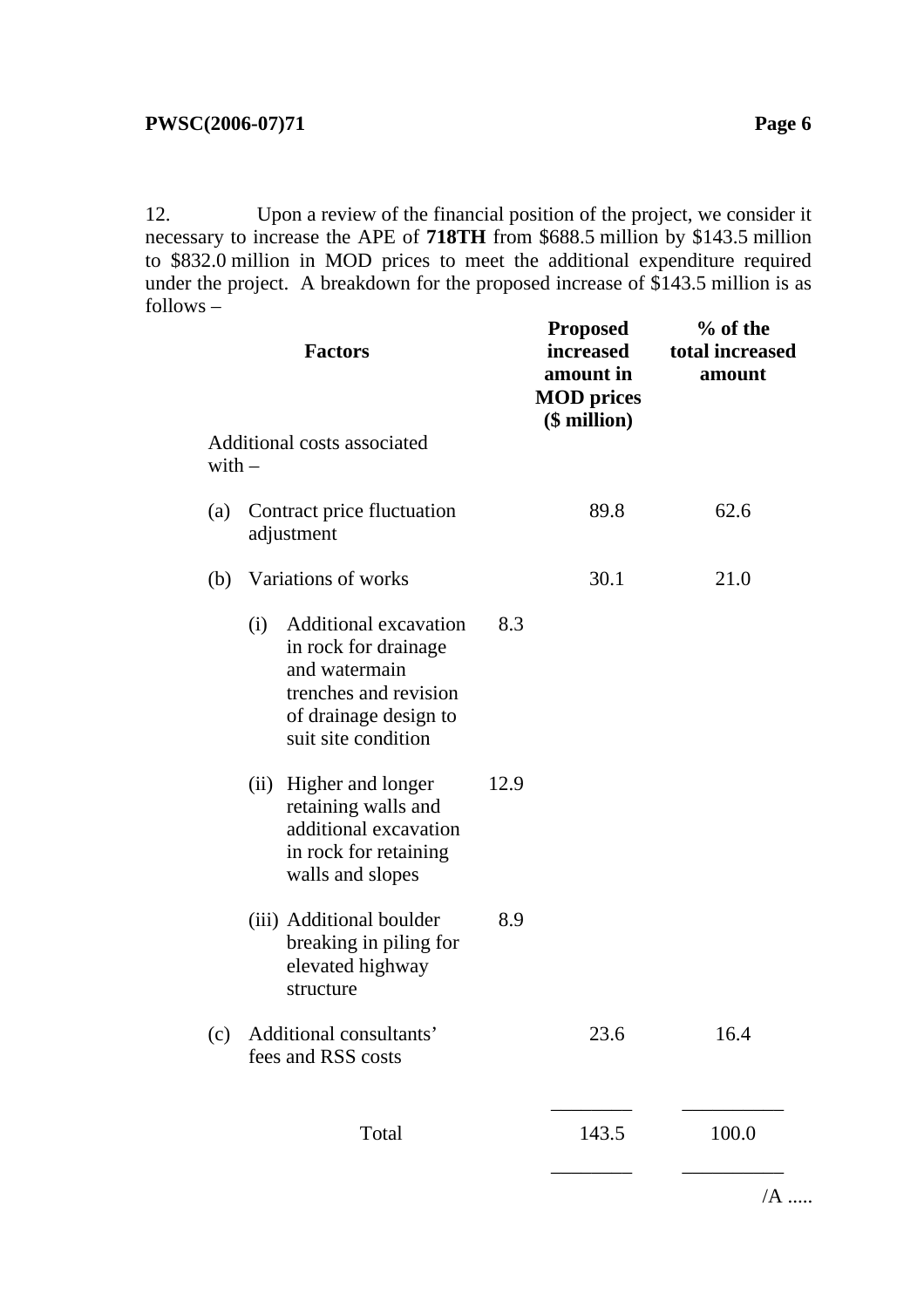12. Upon a review of the financial position of the project, we consider it necessary to increase the APE of **718TH** from $688.5 million by $143.5 million to $832.0 million in MOD prices to meet the additional expenditure required under the project. A breakdown for the proposed increase of $143.5 million is as follows –

| **Factors** | | **Proposed increased amount in MOD prices ($ million)** | **% of the total increased amount** |
|---|---|---|---|
| Additional costs associated with – | | | |
| (a) Contract price fluctuation adjustment | | 89.8 | 62.6 |
| (b) Variations of works | | 30.1 | 21.0 |
| (i) Additional excavation in rock for drainage and watermain trenches and revision of drainage design to suit site condition | 8.3 | | |
| (ii) Higher and longer retaining walls and additional excavation in rock for retaining walls and slopes | 12.9 | | |
| (iii) Additional boulder breaking in piling for elevated highway structure | 8.9 | | |
| (c) Additional consultants' fees and RSS costs | | 23.6 | 16.4 |
| Total | | 143.5 | 100.0 |

/A .....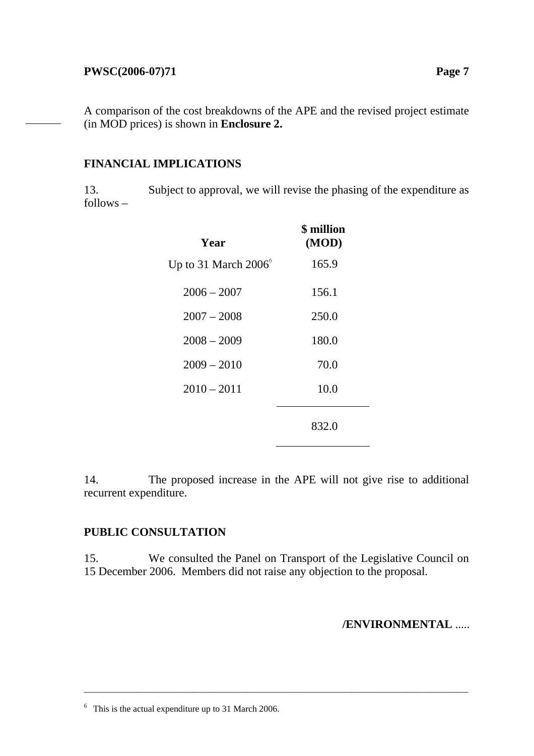A comparison of the cost breakdowns of the APE and the revised project estimate (in MOD prices) is shown in **Enclosure 2.**

## FINANCIAL IMPLICATIONS

13. Subject to approval, we will revise the phasing of the expenditure as follows –

| Year | $ million (MOD) |
|---|---|
| Up to 31 March 2006[6] | 165.9 |
| 2006 – 2007 | 156.1 |
| 2007 – 2008 | 250.0 |
| 2008 – 2009 | 180.0 |
| 2009 – 2010 | 70.0 |
| 2010 – 2011 | 10.0 |
| | 832.0 |

14. The proposed increase in the APE will not give rise to additional recurrent expenditure.

## PUBLIC CONSULTATION

15. We consulted the Panel on Transport of the Legislative Council on 15 December 2006. Members did not raise any objection to the proposal.

/ENVIRONMENTAL .....

---

[6] This is the actual expenditure up to 31 March 2006.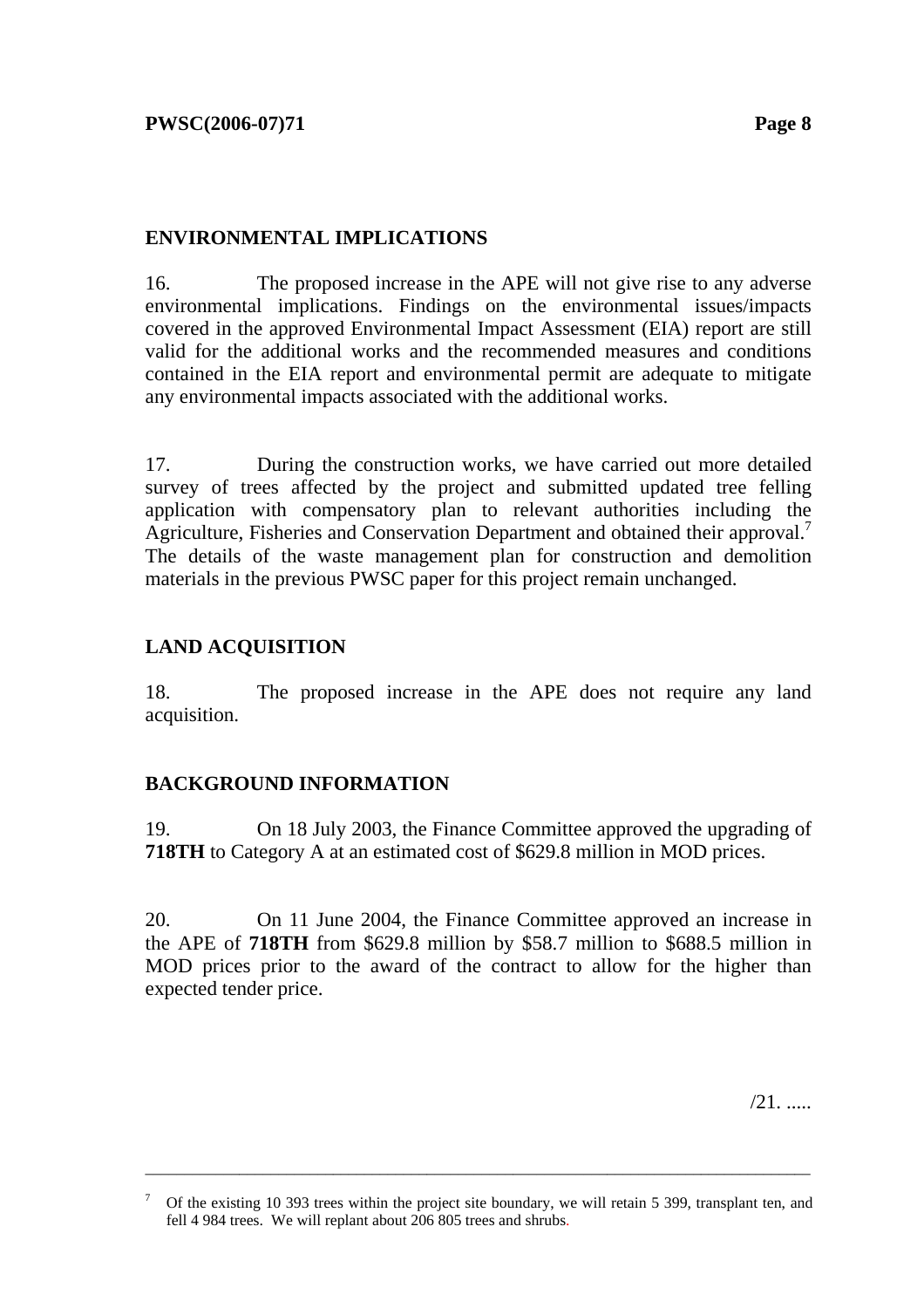## ENVIRONMENTAL IMPLICATIONS

16. The proposed increase in the APE will not give rise to any adverse environmental implications. Findings on the environmental issues/impacts covered in the approved Environmental Impact Assessment (EIA) report are still valid for the additional works and the recommended measures and conditions contained in the EIA report and environmental permit are adequate to mitigate any environmental impacts associated with the additional works.

17. During the construction works, we have carried out more detailed survey of trees affected by the project and submitted updated tree felling application with compensatory plan to relevant authorities including the Agriculture, Fisheries and Conservation Department and obtained their approval.[7] The details of the waste management plan for construction and demolition materials in the previous PWSC paper for this project remain unchanged.

## LAND ACQUISITION

18. The proposed increase in the APE does not require any land acquisition.

## BACKGROUND INFORMATION

19. On 18 July 2003, the Finance Committee approved the upgrading of **718TH** to Category A at an estimated cost of $629.8 million in MOD prices.

20. On 11 June 2004, the Finance Committee approved an increase in the APE of **718TH** from $629.8 million by $58.7 million to $688.5 million in MOD prices prior to the award of the contract to allow for the higher than expected tender price.

/21. .....

---

[7] Of the existing 10 393 trees within the project site boundary, we will retain 5 399, transplant ten, and fell 4 984 trees. We will replant about 206 805 trees and shrubs.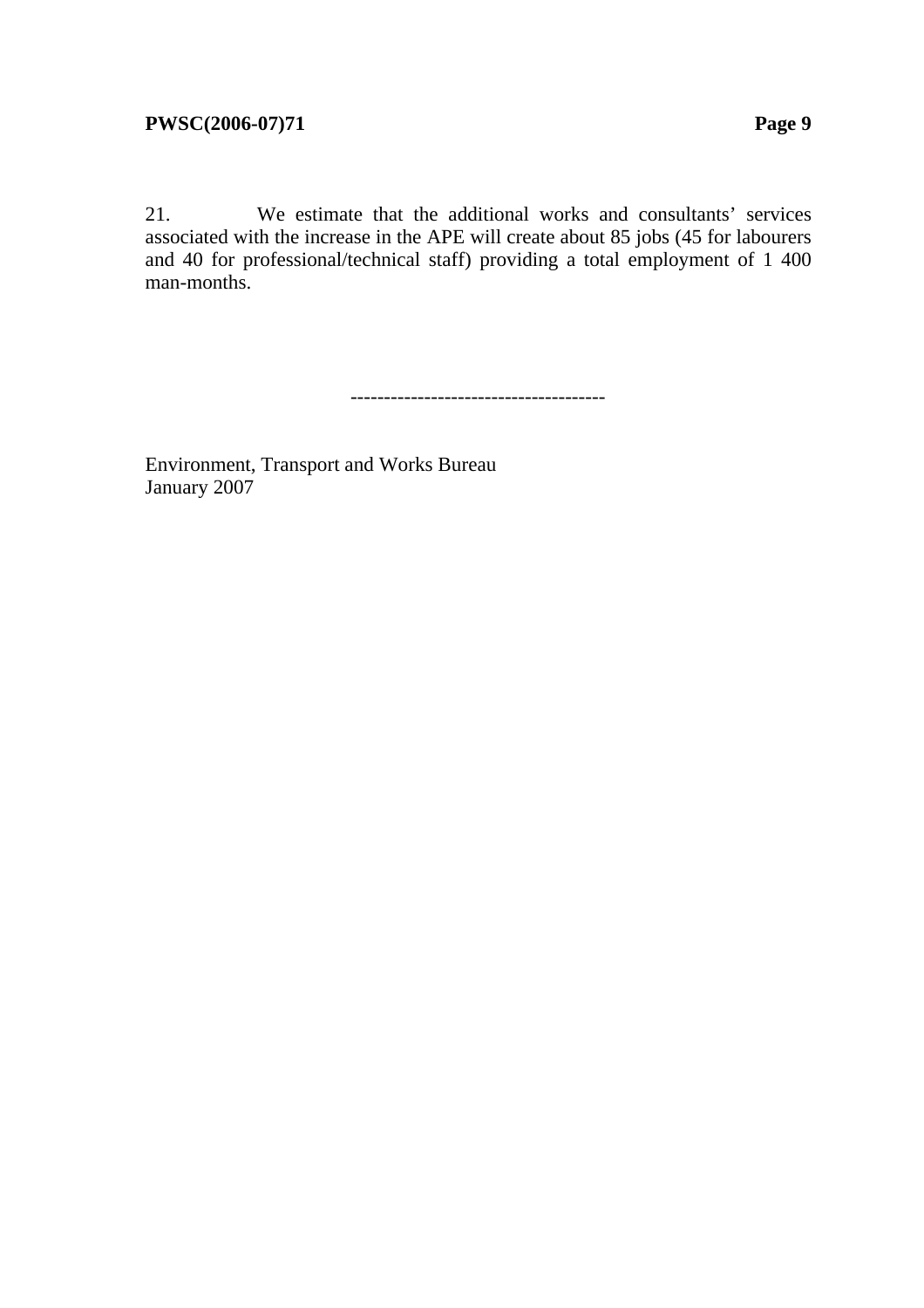21. We estimate that the additional works and consultants' services associated with the increase in the APE will create about 85 jobs (45 for labourers and 40 for professional/technical staff) providing a total employment of 1 400 man-months.

--------------------------------------

Environment, Transport and Works Bureau
January 2007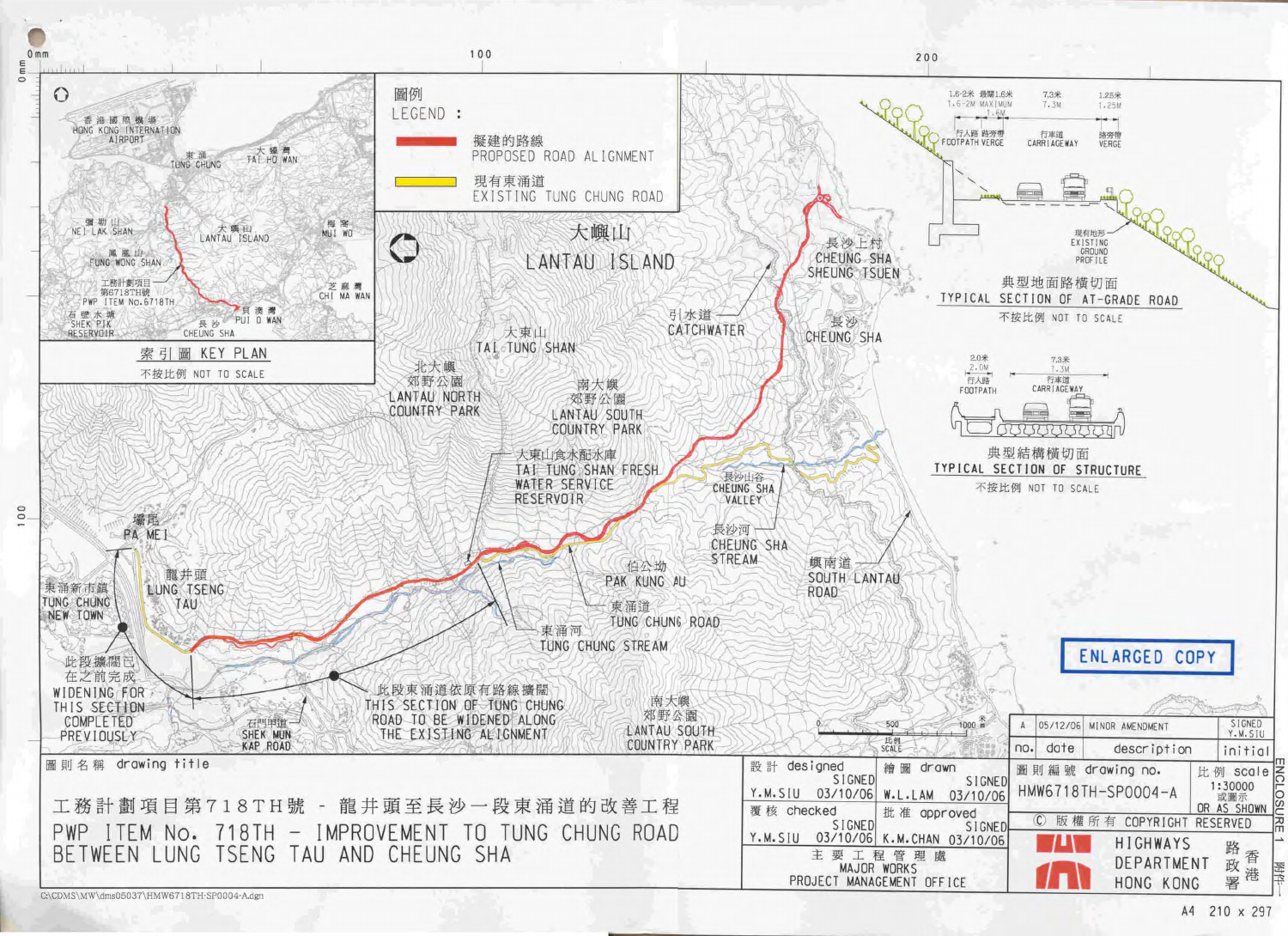圖例
LEGEND :

擬建的路線
PROPOSED ROAD ALIGNMENT

現有東涌道
EXISTING TUNG CHUNG ROAD

索引圖 KEY PLAN

不按比例 NOT TO SCALE

香港國際機場
HONG KONG INTERNATIONAL AIRPORT

東涌 TUNG CHUNG

大蠔灣 TAI HO WAN

彌勒山 NEI LAK SHAN

大嶼山 LANTAU ISLAND

梅窩 MUI WO

鳳凰山 FUNG WONG SHAN

工務計劃項目第6718TH號
PWP ITEM No.6718TH

芝麻灣 CHI MA WAN

石壁水塘 SHEK PIK RESERVOIR

長沙 CHEUNG SHA

貝澳灣 PUI O WAN

大嶼山
LANTAU ISLAND

北大嶼郊野公園
LANTAU NORTH COUNTRY PARK

大東山 TAI TUNG SHAN

南大嶼郊野公園
LANTAU SOUTH COUNTRY PARK

引水道 CATCHWATER

長沙上村
CHEUNG SHA SHEUNG TSUEN

長沙 CHEUNG SHA

大東山食水配水庫
TAI TUNG SHAN FRESH WATER SERVICE RESERVOIR

長沙山谷 CHEUNG SHA VALLEY

長沙河 CHEUNG SHA STREAM

嶼南道 SOUTH LANTAU ROAD

伯公坳 PAK KUNG AU

東涌道 TUNG CHUNG ROAD

東涌河 TUNG CHUNG STREAM

壩尾 PA MEI

龍井頭 LUNG TSENG TAU

東涌新市鎮 TUNG CHUNG NEW TOWN

此段擴闊已在之前完成
WIDENING FOR THIS SECTION COMPLETED PREVIOUSLY

此段東涌道依原有路線擴闊
THIS SECTION OF TUNG CHUNG ROAD TO BE WIDENED ALONG THE EXISTING ALIGNMENT

石門甲道 SHEK MUN KAP ROAD

南大嶼郊野公園
LANTAU SOUTH COUNTRY PARK

1.6-2米 最闊1.6米 / 1.6-2M MAXIMUM 1.6M — 行人路 路旁帶 FOOTPATH VERGE

7.3米 7.3M — 行車道 CARRIAGEWAY

1.25米 1.25M — 路旁帶 VERGE

現有地形 EXISTING GROUND PROFILE

典型地面路橫切面
TYPICAL SECTION OF AT-GRADE ROAD

不按比例 NOT TO SCALE

2.0米 2.0M — 行人路 FOOTPATH

7.3米 7.3M — 行車道 CARRIAGEWAY

典型結構橫切面
TYPICAL SECTION OF STRUCTURE

不按比例 NOT TO SCALE

ENLARGED COPY

比例 SCALE 0 500 1000米 m

| no. | date | description | initial |
|---|---|---|---|
| A | 05/12/06 | MINOR AMENDMENT | SIGNED Y.M.SIU |

圖則名稱 drawing title

工務計劃項目第718TH號 - 龍井頭至長沙一段東涌道的改善工程

PWP ITEM No. 718TH - IMPROVEMENT TO TUNG CHUNG ROAD BETWEEN LUNG TSENG TAU AND CHEUNG SHA

| 設計 designed | 繪圖 drawn |
|---|---|
| SIGNED Y.M.SIU 03/10/06 | SIGNED W.L.LAM 03/10/06 |
| 覆核 checked | 批准 approved |
| SIGNED Y.M.SIU 03/10/06 | SIGNED K.M.CHAN 03/10/06 |

主要工程管理處
MAJOR WORKS PROJECT MANAGEMENT OFFICE

圖則編號 drawing no. HMW6718TH-SP0004-A

比例 scale 1:30000 或圖示 OR AS SHOWN

© 版權所有 COPYRIGHT RESERVED

路政署 HIGHWAYS DEPARTMENT 香港 HONG KONG

ENCLOSURE 1 附件一

C:\CDMS\MW\dms05037\HMW6718TH-SP0004-A.dgn

A4 210 x 297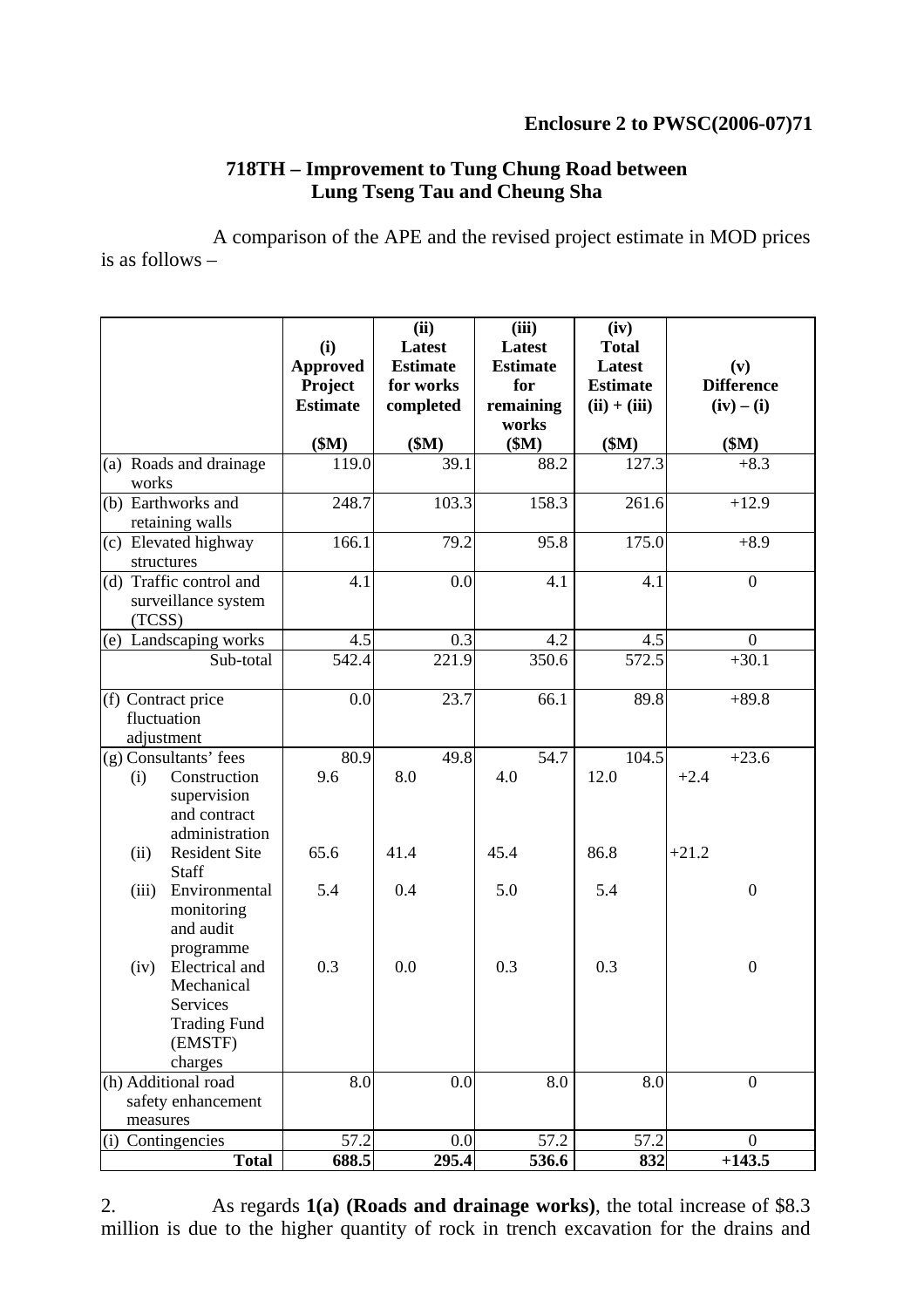**Enclosure 2 to PWSC(2006-07)71**

### 718TH – Improvement to Tung Chung Road between Lung Tseng Tau and Cheung Sha

A comparison of the APE and the revised project estimate in MOD prices is as follows –

| | (i) Approved Project Estimate ($M) | (ii) Latest Estimate for works completed ($M) | (iii) Latest Estimate for remaining works ($M) | (iv) Total Latest Estimate (ii) + (iii) ($M) | (v) Difference (iv) – (i) ($M) |
|---|---|---|---|---|---|
| (a) Roads and drainage works | 119.0 | 39.1 | 88.2 | 127.3 | +8.3 |
| (b) Earthworks and retaining walls | 248.7 | 103.3 | 158.3 | 261.6 | +12.9 |
| (c) Elevated highway structures | 166.1 | 79.2 | 95.8 | 175.0 | +8.9 |
| (d) Traffic control and surveillance system (TCSS) | 4.1 | 0.0 | 4.1 | 4.1 | 0 |
| (e) Landscaping works | 4.5 | 0.3 | 4.2 | 4.5 | 0 |
| Sub-total | 542.4 | 221.9 | 350.6 | 572.5 | +30.1 |
| (f) Contract price fluctuation adjustment | 0.0 | 23.7 | 66.1 | 89.8 | +89.8 |
| (g) Consultants' fees | 80.9 | 49.8 | 54.7 | 104.5 | +23.6 |
| (i) Construction supervision and contract administration | 9.6 | 8.0 | 4.0 | 12.0 | +2.4 |
| (ii) Resident Site Staff | 65.6 | 41.4 | 45.4 | 86.8 | +21.2 |
| (iii) Environmental monitoring and audit programme | 5.4 | 0.4 | 5.0 | 5.4 | 0 |
| (iv) Electrical and Mechanical Services Trading Fund (EMSTF) charges | 0.3 | 0.0 | 0.3 | 0.3 | 0 |
| (h) Additional road safety enhancement measures | 8.0 | 0.0 | 8.0 | 8.0 | 0 |
| (i) Contingencies | 57.2 | 0.0 | 57.2 | 57.2 | 0 |
| **Total** | **688.5** | **295.4** | **536.6** | **832** | **+143.5** |

2. As regards **1(a) (Roads and drainage works)**, the total increase of $8.3 million is due to the higher quantity of rock in trench excavation for the drains and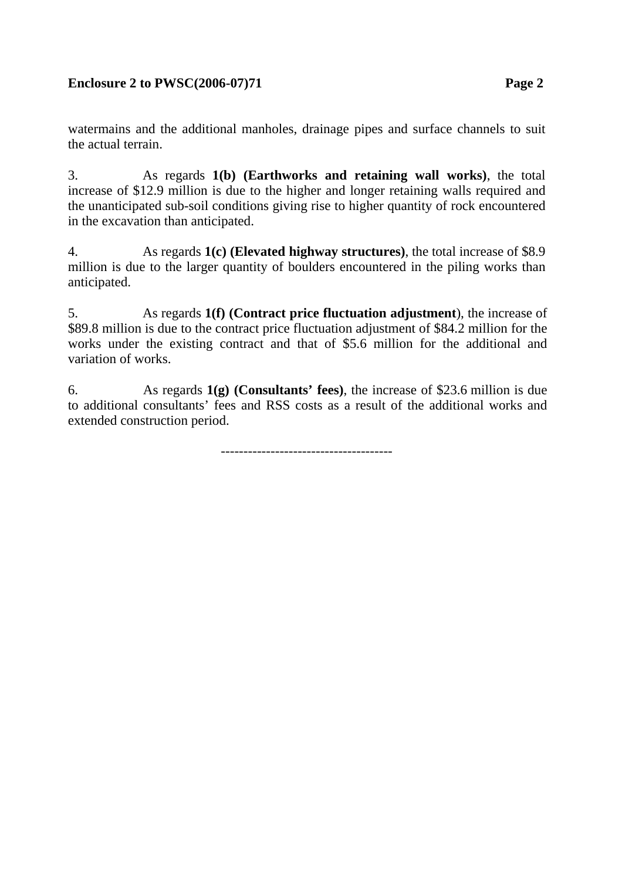watermains and the additional manholes, drainage pipes and surface channels to suit the actual terrain.

3. As regards **1(b) (Earthworks and retaining wall works)**, the total increase of $12.9 million is due to the higher and longer retaining walls required and the unanticipated sub-soil conditions giving rise to higher quantity of rock encountered in the excavation than anticipated.

4. As regards **1(c) (Elevated highway structures)**, the total increase of $8.9 million is due to the larger quantity of boulders encountered in the piling works than anticipated.

5. As regards **1(f) (Contract price fluctuation adjustment**), the increase of $89.8 million is due to the contract price fluctuation adjustment of $84.2 million for the works under the existing contract and that of $5.6 million for the additional and variation of works.

6. As regards **1(g) (Consultants' fees)**, the increase of $23.6 million is due to additional consultants' fees and RSS costs as a result of the additional works and extended construction period.

--------------------------------------